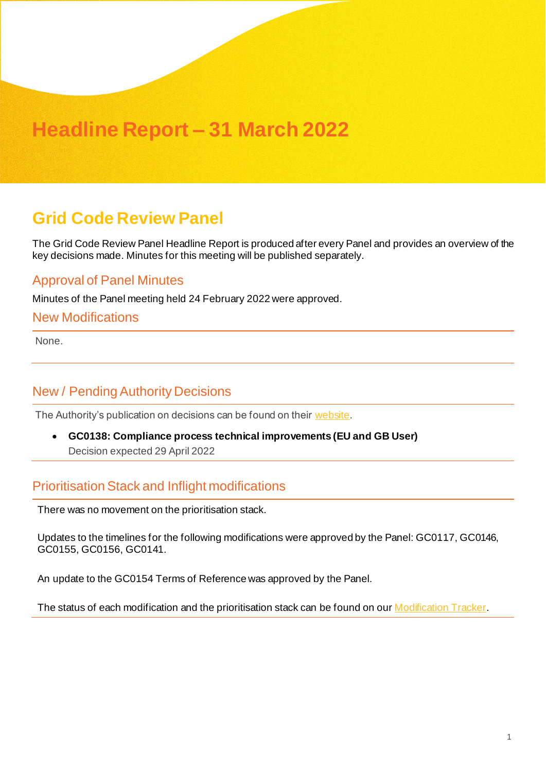# Headline Report – 31 March 2022

## Grid Code Review Panel

The Grid Code Review Panel Headline Report is produced after every Panel and provides an overview of the key decisions made. Minutes for this meeting will be published separately.

### Approval of Panel Minutes

Minutes of the Panel meeting held 24 February 2022 were approved.

### New Modifications

None.

### New / Pending Authority Decisions

The Authority's publication on decisions can be found on their website.

- **GC0138: Compliance process technical improvements (EU and GB User)**
  Decision expected 29 April 2022

### Prioritisation Stack and Inflight modifications

There was no movement on the prioritisation stack.

Updates to the timelines for the following modifications were approved by the Panel: GC0117, GC0146, GC0155, GC0156, GC0141.

An update to the GC0154 Terms of Reference was approved by the Panel.

The status of each modification and the prioritisation stack can be found on our Modification Tracker.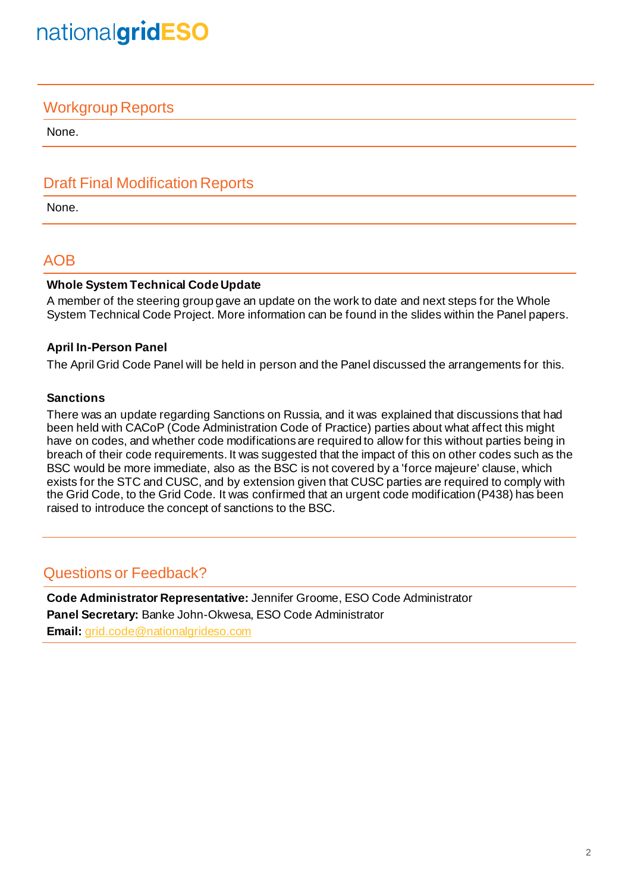## Workgroup Reports

None.

## Draft Final Modification Reports

None.

## AOB

**Whole System Technical Code Update**

A member of the steering group gave an update on the work to date and next steps for the Whole System Technical Code Project. More information can be found in the slides within the Panel papers.

**April In-Person Panel**

The April Grid Code Panel will be held in person and the Panel discussed the arrangements for this.

**Sanctions**

There was an update regarding Sanctions on Russia, and it was explained that discussions that had been held with CACoP (Code Administration Code of Practice) parties about what affect this might have on codes, and whether code modifications are required to allow for this without parties being in breach of their code requirements. It was suggested that the impact of this on other codes such as the BSC would be more immediate, also as the BSC is not covered by a 'force majeure' clause, which exists for the STC and CUSC, and by extension given that CUSC parties are required to comply with the Grid Code, to the Grid Code. It was confirmed that an urgent code modification (P438) has been raised to introduce the concept of sanctions to the BSC.

## Questions or Feedback?

**Code Administrator Representative:** Jennifer Groome, ESO Code Administrator
**Panel Secretary:** Banke John-Okwesa, ESO Code Administrator
**Email:** grid.code@nationalgrideso.com